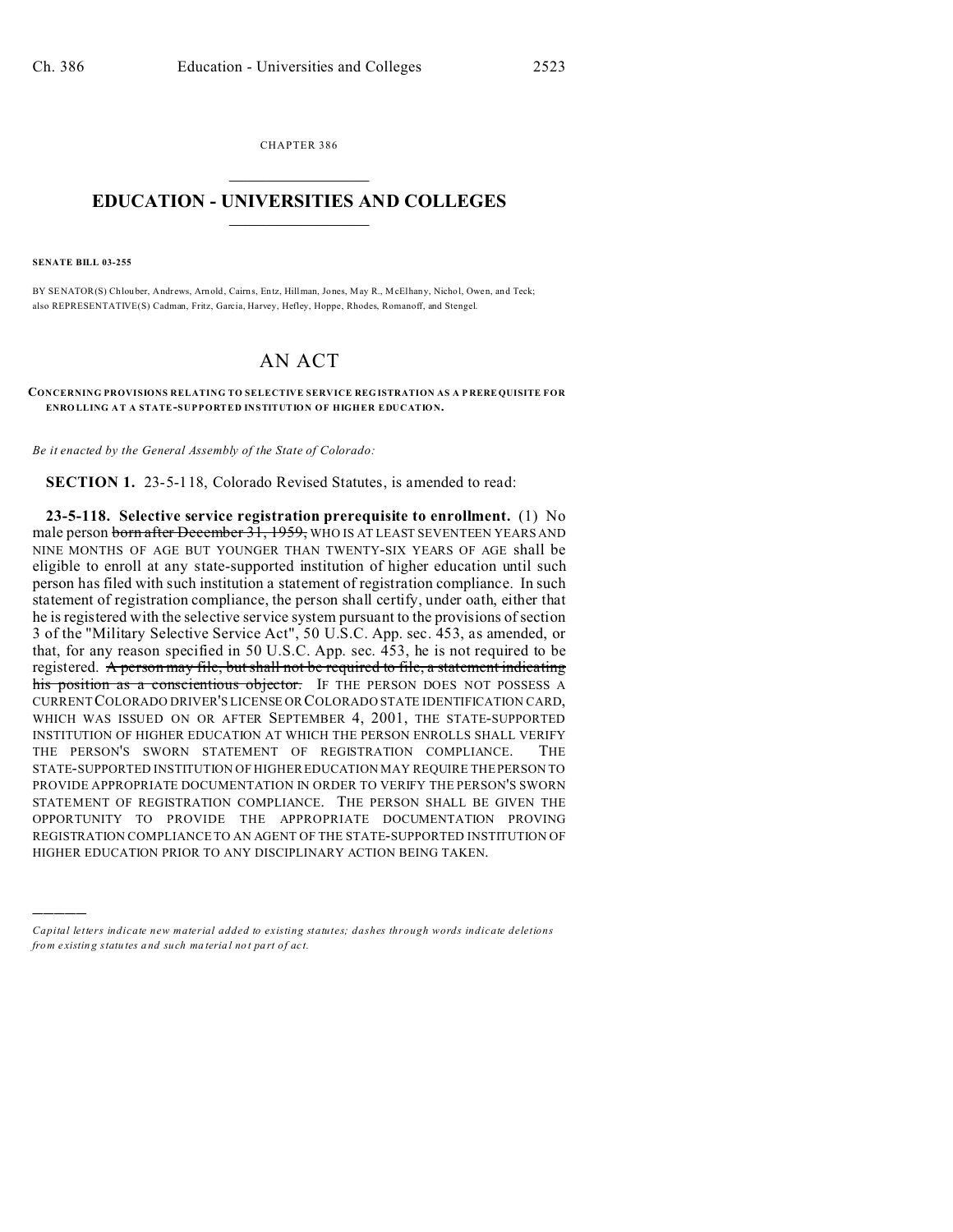CHAPTER 386

# EDUCATION - UNIVERSITIES AND COLLEGES

**SENATE BILL 03-255**

BY SENATOR(S) Chlouber, Andrews, Arnold, Cairns, Entz, Hillman, Jones, May R., McElhany, Nichol, Owen, and Teck;
also REPRESENTATIVE(S) Cadman, Fritz, Garcia, Harvey, Hefley, Hoppe, Rhodes, Romanoff, and Stengel.

## AN ACT

**CONCERNING PROVISIONS RELATING TO SELECTIVE SERVICE REGISTRATION AS A PREREQUISITE FOR ENROLLING AT A STATE-SUPPORTED INSTITUTION OF HIGHER EDUCATION.**

*Be it enacted by the General Assembly of the State of Colorado:*

**SECTION 1.** 23-5-118, Colorado Revised Statutes, is amended to read:

**23-5-118. Selective service registration prerequisite to enrollment.** (1) No male person ~~born after December 31, 1959,~~ WHO IS AT LEAST SEVENTEEN YEARS AND NINE MONTHS OF AGE BUT YOUNGER THAN TWENTY-SIX YEARS OF AGE shall be eligible to enroll at any state-supported institution of higher education until such person has filed with such institution a statement of registration compliance. In such statement of registration compliance, the person shall certify, under oath, either that he is registered with the selective service system pursuant to the provisions of section 3 of the "Military Selective Service Act", 50 U.S.C. App. sec. 453, as amended, or that, for any reason specified in 50 U.S.C. App. sec. 453, he is not required to be registered. ~~A person may file, but shall not be required to file, a statement indicating his position as a conscientious objector.~~ IF THE PERSON DOES NOT POSSESS A CURRENT COLORADO DRIVER'S LICENSE OR COLORADO STATE IDENTIFICATION CARD, WHICH WAS ISSUED ON OR AFTER SEPTEMBER 4, 2001, THE STATE-SUPPORTED INSTITUTION OF HIGHER EDUCATION AT WHICH THE PERSON ENROLLS SHALL VERIFY THE PERSON'S SWORN STATEMENT OF REGISTRATION COMPLIANCE. THE STATE-SUPPORTED INSTITUTION OF HIGHER EDUCATION MAY REQUIRE THE PERSON TO PROVIDE APPROPRIATE DOCUMENTATION IN ORDER TO VERIFY THE PERSON'S SWORN STATEMENT OF REGISTRATION COMPLIANCE. THE PERSON SHALL BE GIVEN THE OPPORTUNITY TO PROVIDE THE APPROPRIATE DOCUMENTATION PROVING REGISTRATION COMPLIANCE TO AN AGENT OF THE STATE-SUPPORTED INSTITUTION OF HIGHER EDUCATION PRIOR TO ANY DISCIPLINARY ACTION BEING TAKEN.

---

*Capital letters indicate new material added to existing statutes; dashes through words indicate deletions from existing statutes and such material not part of act.*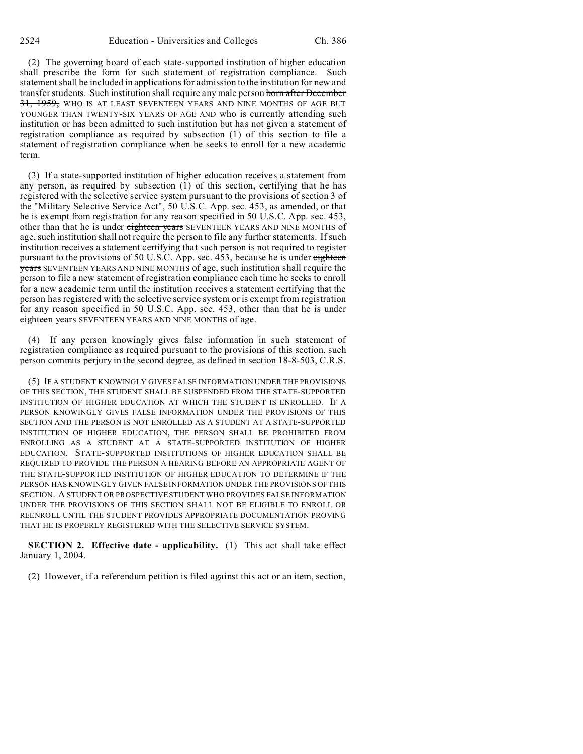(2) The governing board of each state-supported institution of higher education shall prescribe the form for such statement of registration compliance. Such statement shall be included in applications for admission to the institution for new and transfer students. Such institution shall require any male person ~~born after December 31, 1959,~~ WHO IS AT LEAST SEVENTEEN YEARS AND NINE MONTHS OF AGE BUT YOUNGER THAN TWENTY-SIX YEARS OF AGE AND who is currently attending such institution or has been admitted to such institution but has not given a statement of registration compliance as required by subsection (1) of this section to file a statement of registration compliance when he seeks to enroll for a new academic term.

(3) If a state-supported institution of higher education receives a statement from any person, as required by subsection (1) of this section, certifying that he has registered with the selective service system pursuant to the provisions of section 3 of the "Military Selective Service Act", 50 U.S.C. App. sec. 453, as amended, or that he is exempt from registration for any reason specified in 50 U.S.C. App. sec. 453, other than that he is under ~~eighteen years~~ SEVENTEEN YEARS AND NINE MONTHS of age, such institution shall not require the person to file any further statements. If such institution receives a statement certifying that such person is not required to register pursuant to the provisions of 50 U.S.C. App. sec. 453, because he is under ~~eighteen years~~ SEVENTEEN YEARS AND NINE MONTHS of age, such institution shall require the person to file a new statement of registration compliance each time he seeks to enroll for a new academic term until the institution receives a statement certifying that the person has registered with the selective service system or is exempt from registration for any reason specified in 50 U.S.C. App. sec. 453, other than that he is under ~~eighteen years~~ SEVENTEEN YEARS AND NINE MONTHS of age.

(4) If any person knowingly gives false information in such statement of registration compliance as required pursuant to the provisions of this section, such person commits perjury in the second degree, as defined in section 18-8-503, C.R.S.

(5) IF A STUDENT KNOWINGLY GIVES FALSE INFORMATION UNDER THE PROVISIONS OF THIS SECTION, THE STUDENT SHALL BE SUSPENDED FROM THE STATE-SUPPORTED INSTITUTION OF HIGHER EDUCATION AT WHICH THE STUDENT IS ENROLLED. IF A PERSON KNOWINGLY GIVES FALSE INFORMATION UNDER THE PROVISIONS OF THIS SECTION AND THE PERSON IS NOT ENROLLED AS A STUDENT AT A STATE-SUPPORTED INSTITUTION OF HIGHER EDUCATION, THE PERSON SHALL BE PROHIBITED FROM ENROLLING AS A STUDENT AT A STATE-SUPPORTED INSTITUTION OF HIGHER EDUCATION. STATE-SUPPORTED INSTITUTIONS OF HIGHER EDUCATION SHALL BE REQUIRED TO PROVIDE THE PERSON A HEARING BEFORE AN APPROPRIATE AGENT OF THE STATE-SUPPORTED INSTITUTION OF HIGHER EDUCATION TO DETERMINE IF THE PERSON HAS KNOWINGLY GIVEN FALSE INFORMATION UNDER THE PROVISIONS OF THIS SECTION. A STUDENT OR PROSPECTIVE STUDENT WHO PROVIDES FALSE INFORMATION UNDER THE PROVISIONS OF THIS SECTION SHALL NOT BE ELIGIBLE TO ENROLL OR REENROLL UNTIL THE STUDENT PROVIDES APPROPRIATE DOCUMENTATION PROVING THAT HE IS PROPERLY REGISTERED WITH THE SELECTIVE SERVICE SYSTEM.

**SECTION 2. Effective date - applicability.** (1) This act shall take effect January 1, 2004.

(2) However, if a referendum petition is filed against this act or an item, section,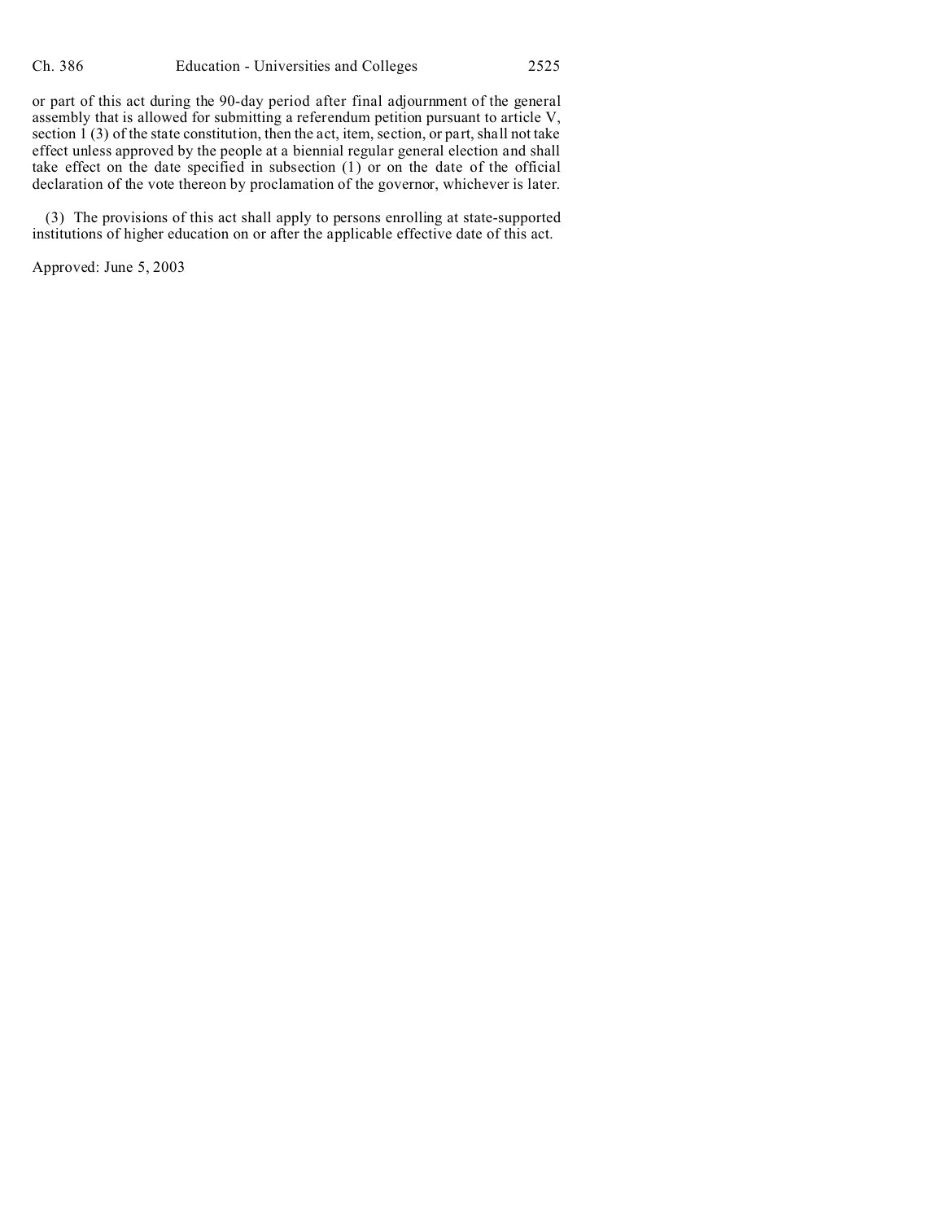or part of this act during the 90-day period after final adjournment of the general assembly that is allowed for submitting a referendum petition pursuant to article V, section 1 (3) of the state constitution, then the act, item, section, or part, shall not take effect unless approved by the people at a biennial regular general election and shall take effect on the date specified in subsection (1) or on the date of the official declaration of the vote thereon by proclamation of the governor, whichever is later.

(3) The provisions of this act shall apply to persons enrolling at state-supported institutions of higher education on or after the applicable effective date of this act.

Approved: June 5, 2003